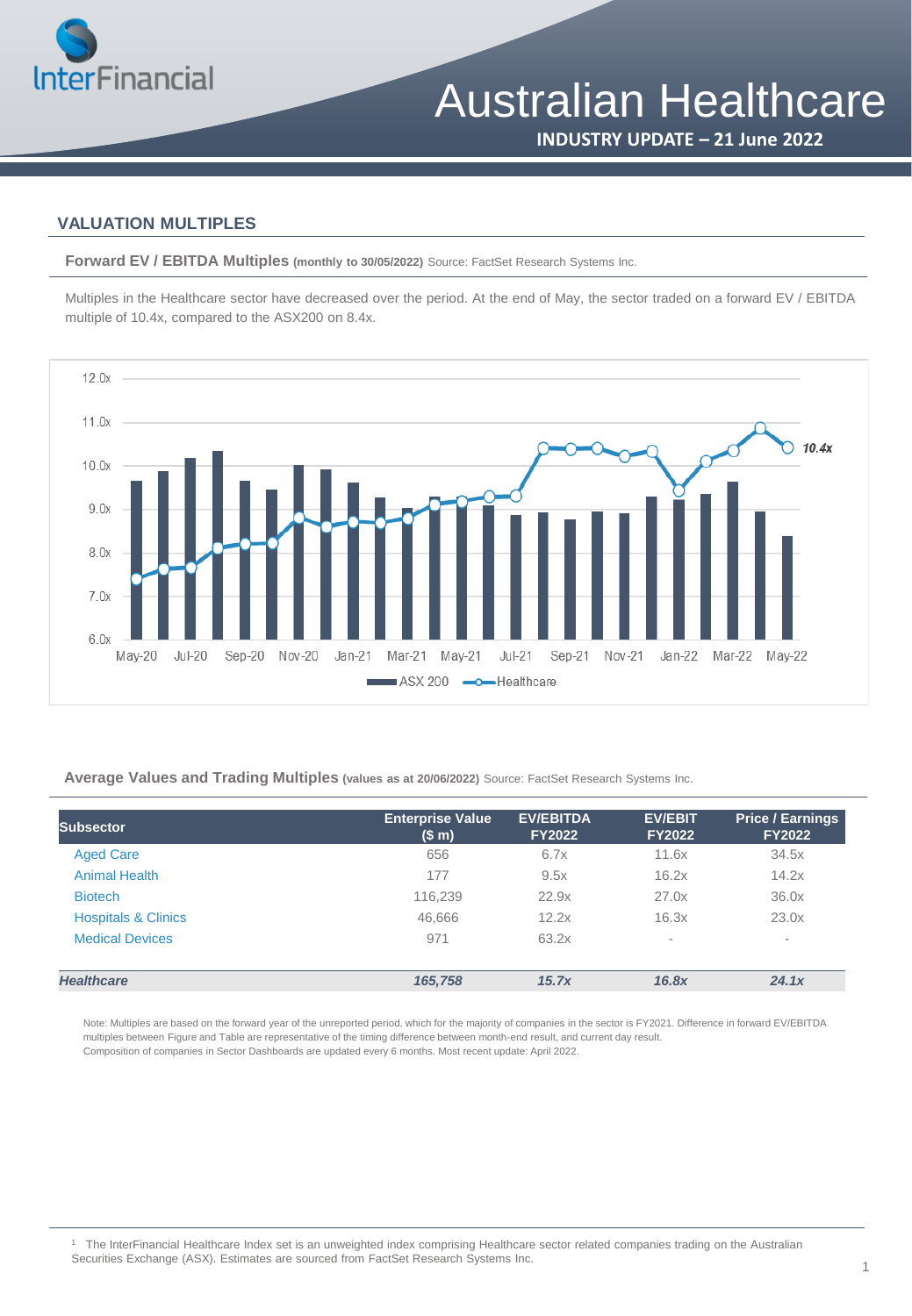# Australian Healthcare

**INDUSTRY UPDATE – 21 June 2022**

## VALUATION MULTIPLES

**Forward EV / EBITDA Multiples** **(monthly to 30/05/2022)** Source: FactSet Research Systems Inc.

Multiples in the Healthcare sector have decreased over the period. At the end of May, the sector traded on a forward EV / EBITDA multiple of 10.4x, compared to the ASX200 on 8.4x.

**Average Values and Trading Multiples** **(values as at 20/06/2022)** Source: FactSet Research Systems Inc.

| Subsector | Enterprise Value ($ m) | EV/EBITDA FY2022 | EV/EBIT FY2022 | Price / Earnings FY2022 |
|---|---|---|---|---|
| Aged Care | 656 | 6.7x | 11.6x | 34.5x |
| Animal Health | 177 | 9.5x | 16.2x | 14.2x |
| Biotech | 116,239 | 22.9x | 27.0x | 36.0x |
| Hospitals & Clinics | 46,666 | 12.2x | 16.3x | 23.0x |
| Medical Devices | 971 | 63.2x | - | - |
| ***Healthcare*** | ***165,758*** | ***15.7x*** | ***16.8x*** | ***24.1x*** |

Note: Multiples are based on the forward year of the unreported period, which for the majority of companies in the sector is FY2021. Difference in forward EV/EBITDA multiples between Figure and Table are representative of the timing difference between month-end result, and current day result.
Composition of companies in Sector Dashboards are updated every 6 months. Most recent update: April 2022.

[1] The InterFinancial Healthcare Index set is an unweighted index comprising Healthcare sector related companies trading on the Australian Securities Exchange (ASX). Estimates are sourced from FactSet Research Systems Inc.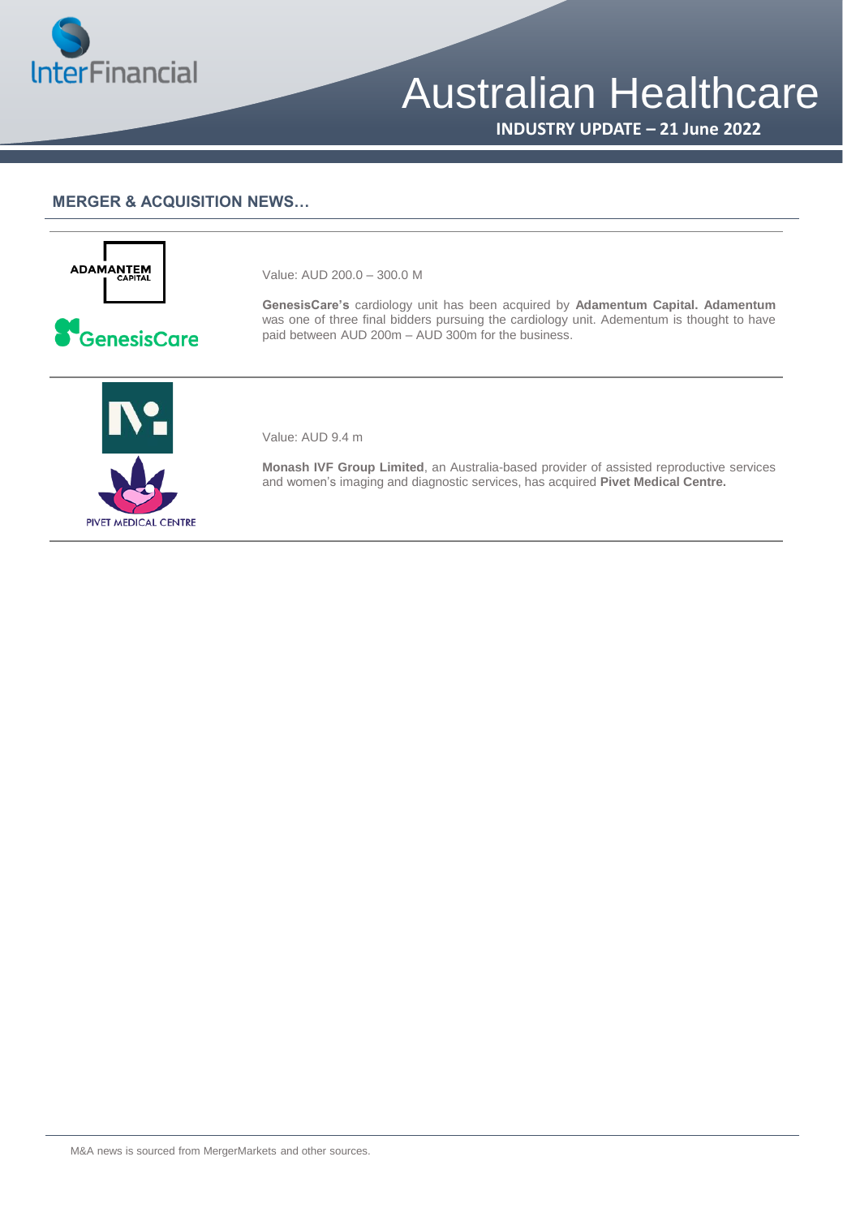## MERGER & ACQUISITION NEWS…

Value: AUD 200.0 – 300.0 M

**GenesisCare's** cardiology unit has been acquired by **Adamentum Capital. Adamentum** was one of three final bidders pursuing the cardiology unit. Adementum is thought to have paid between AUD 200m – AUD 300m for the business.

---

Value: AUD 9.4 m

**Monash IVF Group Limited**, an Australia-based provider of assisted reproductive services and women's imaging and diagnostic services, has acquired **Pivet Medical Centre.**

---

M&A news is sourced from MergerMarkets and other sources.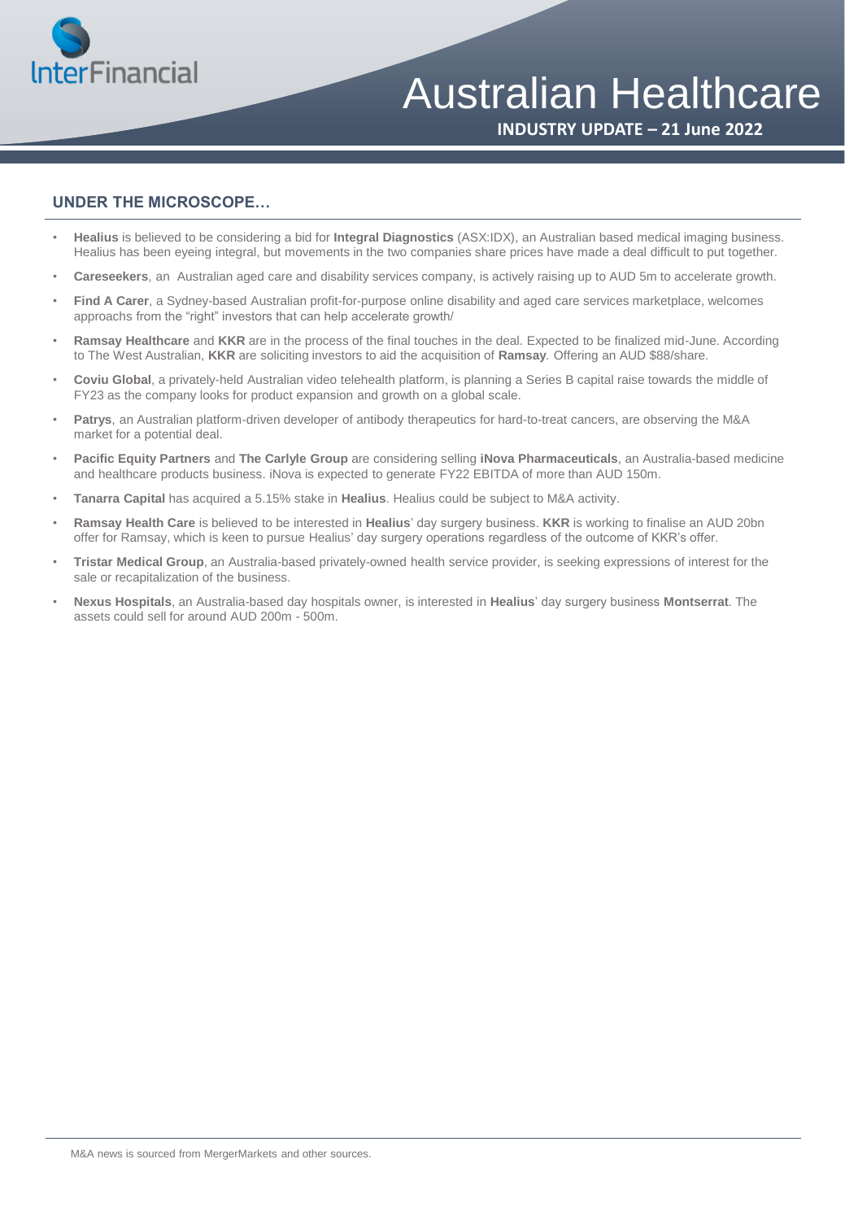## UNDER THE MICROSCOPE…

- **Healius** is believed to be considering a bid for **Integral Diagnostics** (ASX:IDX), an Australian based medical imaging business. Healius has been eyeing integral, but movements in the two companies share prices have made a deal difficult to put together.
- **Careseekers**, an Australian aged care and disability services company, is actively raising up to AUD 5m to accelerate growth.
- **Find A Carer**, a Sydney-based Australian profit-for-purpose online disability and aged care services marketplace, welcomes approachs from the "right" investors that can help accelerate growth/
- **Ramsay Healthcare** and **KKR** are in the process of the final touches in the deal. Expected to be finalized mid-June. According to The West Australian, **KKR** are soliciting investors to aid the acquisition of **Ramsay**. Offering an AUD $88/share.
- **Coviu Global**, a privately-held Australian video telehealth platform, is planning a Series B capital raise towards the middle of FY23 as the company looks for product expansion and growth on a global scale.
- **Patrys**, an Australian platform-driven developer of antibody therapeutics for hard-to-treat cancers, are observing the M&A market for a potential deal.
- **Pacific Equity Partners** and **The Carlyle Group** are considering selling **iNova Pharmaceuticals**, an Australia-based medicine and healthcare products business. iNova is expected to generate FY22 EBITDA of more than AUD 150m.
- **Tanarra Capital** has acquired a 5.15% stake in **Healius**. Healius could be subject to M&A activity.
- **Ramsay Health Care** is believed to be interested in **Healius**' day surgery business. **KKR** is working to finalise an AUD 20bn offer for Ramsay, which is keen to pursue Healius' day surgery operations regardless of the outcome of KKR's offer.
- **Tristar Medical Group**, an Australia-based privately-owned health service provider, is seeking expressions of interest for the sale or recapitalization of the business.
- **Nexus Hospitals**, an Australia-based day hospitals owner, is interested in **Healius**' day surgery business **Montserrat**. The assets could sell for around AUD 200m - 500m.

M&A news is sourced from MergerMarkets and other sources.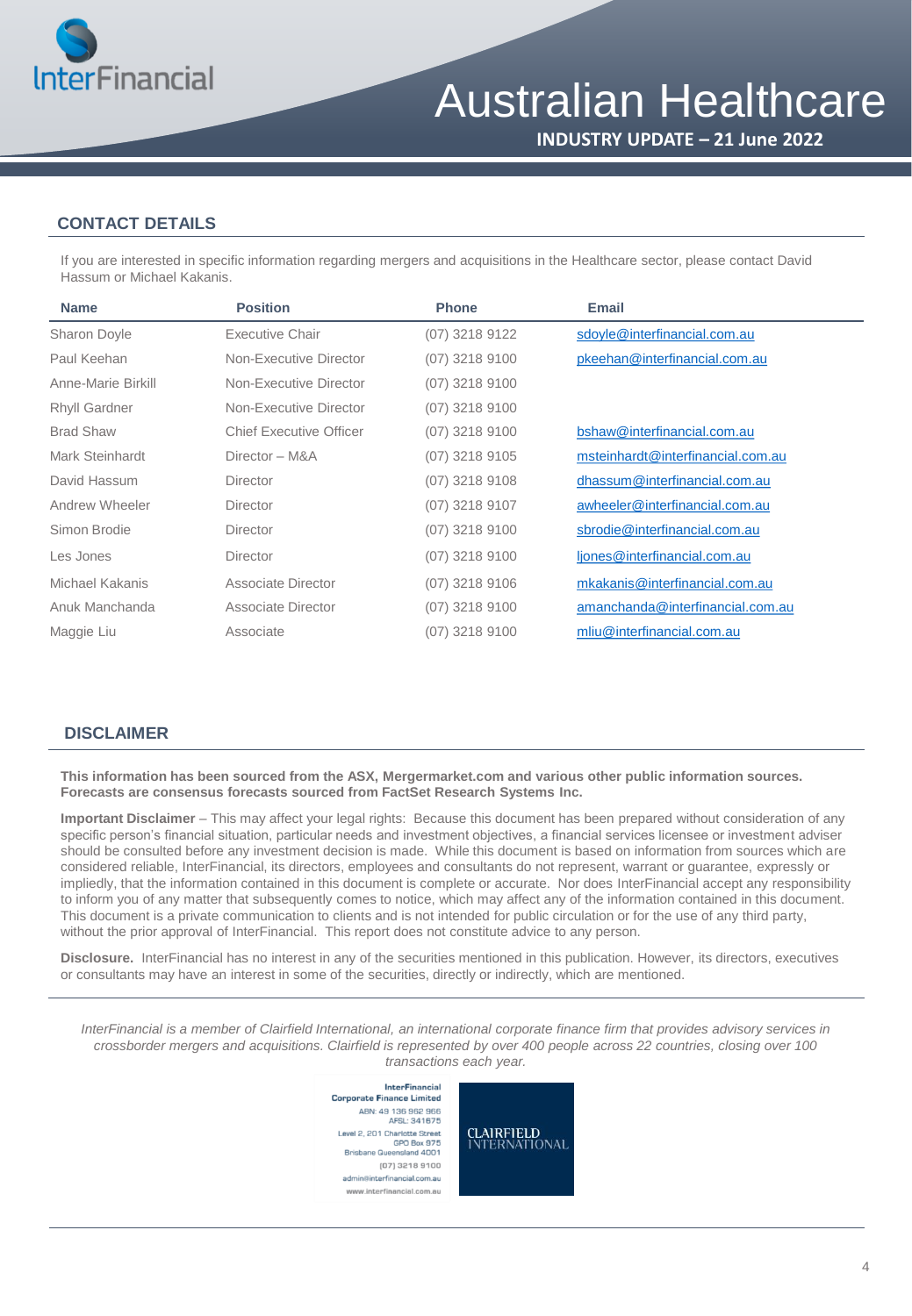# Australian Healthcare

**INDUSTRY UPDATE – 21 June 2022**

## CONTACT DETAILS

If you are interested in specific information regarding mergers and acquisitions in the Healthcare sector, please contact David Hassum or Michael Kakanis.

| Name | Position | Phone | Email |
|---|---|---|---|
| Sharon Doyle | Executive Chair | (07) 3218 9122 | sdoyle@interfinancial.com.au |
| Paul Keehan | Non-Executive Director | (07) 3218 9100 | pkeehan@interfinancial.com.au |
| Anne-Marie Birkill | Non-Executive Director | (07) 3218 9100 | |
| Rhyll Gardner | Non-Executive Director | (07) 3218 9100 | |
| Brad Shaw | Chief Executive Officer | (07) 3218 9100 | bshaw@interfinancial.com.au |
| Mark Steinhardt | Director – M&A | (07) 3218 9105 | msteinhardt@interfinancial.com.au |
| David Hassum | Director | (07) 3218 9108 | dhassum@interfinancial.com.au |
| Andrew Wheeler | Director | (07) 3218 9107 | awheeler@interfinancial.com.au |
| Simon Brodie | Director | (07) 3218 9100 | sbrodie@interfinancial.com.au |
| Les Jones | Director | (07) 3218 9100 | ljones@interfinancial.com.au |
| Michael Kakanis | Associate Director | (07) 3218 9106 | mkakanis@interfinancial.com.au |
| Anuk Manchanda | Associate Director | (07) 3218 9100 | amanchanda@interfinancial.com.au |
| Maggie Liu | Associate | (07) 3218 9100 | mliu@interfinancial.com.au |

## DISCLAIMER

**This information has been sourced from the ASX, Mergermarket.com and various other public information sources. Forecasts are consensus forecasts sourced from FactSet Research Systems Inc.**

**Important Disclaimer** – This may affect your legal rights: Because this document has been prepared without consideration of any specific person's financial situation, particular needs and investment objectives, a financial services licensee or investment adviser should be consulted before any investment decision is made. While this document is based on information from sources which are considered reliable, InterFinancial, its directors, employees and consultants do not represent, warrant or guarantee, expressly or impliedly, that the information contained in this document is complete or accurate. Nor does InterFinancial accept any responsibility to inform you of any matter that subsequently comes to notice, which may affect any of the information contained in this document. This document is a private communication to clients and is not intended for public circulation or for the use of any third party, without the prior approval of InterFinancial. This report does not constitute advice to any person.

**Disclosure.** InterFinancial has no interest in any of the securities mentioned in this publication. However, its directors, executives or consultants may have an interest in some of the securities, directly or indirectly, which are mentioned.

*InterFinancial is a member of Clairfield International, an international corporate finance firm that provides advisory services in crossborder mergers and acquisitions. Clairfield is represented by over 400 people across 22 countries, closing over 100 transactions each year.*

**InterFinancial Corporate Finance Limited**
ABN: 49 136 962 966
AFSL: 341675
Level 2, 201 Charlotte Street
GPO Box 975
Brisbane Queensland 4001
(07) 3218 9100
admin@interfinancial.com.au
www.interfinancial.com.au

CLAIRFIELD INTERNATIONAL